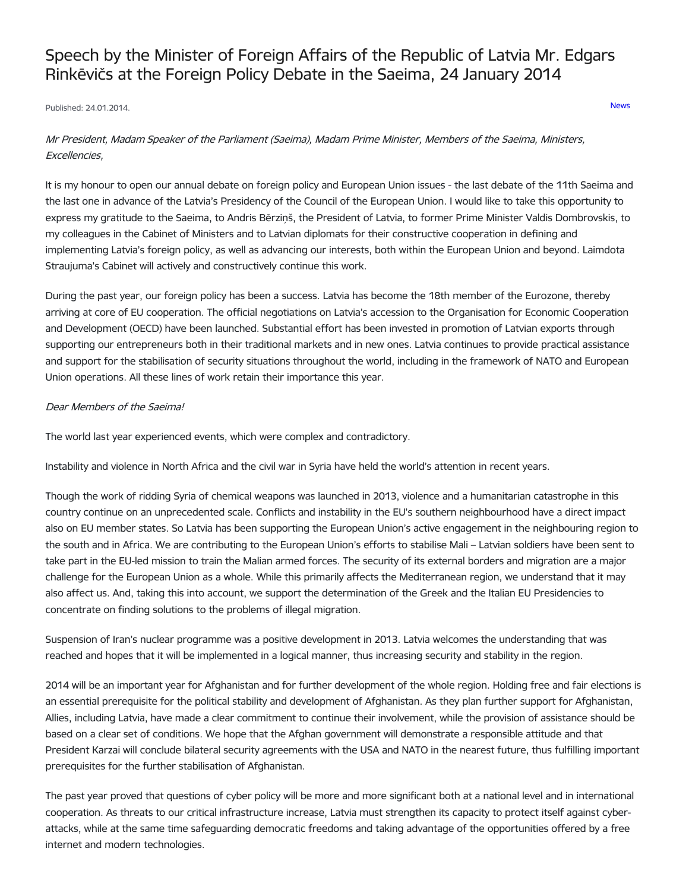# Speech by the Minister of Foreign Affairs of the Republic of Latvia Mr. Edgars Rinkēvičs at the Foreign Policy Debate in the Saeima, 24 January 2014

Published: 24.01.2014.

News

*Mr President, Madam Speaker of the Parliament (Saeima), Madam Prime Minister, Members of the Saeima, Ministers, Excellencies,*

It is my honour to open our annual debate on foreign policy and European Union issues - the last debate of the 11th Saeima and the last one in advance of the Latvia's Presidency of the Council of the European Union. I would like to take this opportunity to express my gratitude to the Saeima, to Andris Bērziņš, the President of Latvia, to former Prime Minister Valdis Dombrovskis, to my colleagues in the Cabinet of Ministers and to Latvian diplomats for their constructive cooperation in defining and implementing Latvia's foreign policy, as well as advancing our interests, both within the European Union and beyond. Laimdota Straujuma's Cabinet will actively and constructively continue this work.

During the past year, our foreign policy has been a success. Latvia has become the 18th member of the Eurozone, thereby arriving at core of EU cooperation. The official negotiations on Latvia's accession to the Organisation for Economic Cooperation and Development (OECD) have been launched. Substantial effort has been invested in promotion of Latvian exports through supporting our entrepreneurs both in their traditional markets and in new ones. Latvia continues to provide practical assistance and support for the stabilisation of security situations throughout the world, including in the framework of NATO and European Union operations. All these lines of work retain their importance this year.

*Dear Members of the Saeima!*

The world last year experienced events, which were complex and contradictory.

Instability and violence in North Africa and the civil war in Syria have held the world's attention in recent years.

Though the work of ridding Syria of chemical weapons was launched in 2013, violence and a humanitarian catastrophe in this country continue on an unprecedented scale. Conflicts and instability in the EU's southern neighbourhood have a direct impact also on EU member states. So Latvia has been supporting the European Union's active engagement in the neighbouring region to the south and in Africa. We are contributing to the European Union's efforts to stabilise Mali – Latvian soldiers have been sent to take part in the EU-led mission to train the Malian armed forces. The security of its external borders and migration are a major challenge for the European Union as a whole. While this primarily affects the Mediterranean region, we understand that it may also affect us. And, taking this into account, we support the determination of the Greek and the Italian EU Presidencies to concentrate on finding solutions to the problems of illegal migration.

Suspension of Iran's nuclear programme was a positive development in 2013. Latvia welcomes the understanding that was reached and hopes that it will be implemented in a logical manner, thus increasing security and stability in the region.

2014 will be an important year for Afghanistan and for further development of the whole region. Holding free and fair elections is an essential prerequisite for the political stability and development of Afghanistan. As they plan further support for Afghanistan, Allies, including Latvia, have made a clear commitment to continue their involvement, while the provision of assistance should be based on a clear set of conditions. We hope that the Afghan government will demonstrate a responsible attitude and that President Karzai will conclude bilateral security agreements with the USA and NATO in the nearest future, thus fulfilling important prerequisites for the further stabilisation of Afghanistan.

The past year proved that questions of cyber policy will be more and more significant both at a national level and in international cooperation. As threats to our critical infrastructure increase, Latvia must strengthen its capacity to protect itself against cyber-attacks, while at the same time safeguarding democratic freedoms and taking advantage of the opportunities offered by a free internet and modern technologies.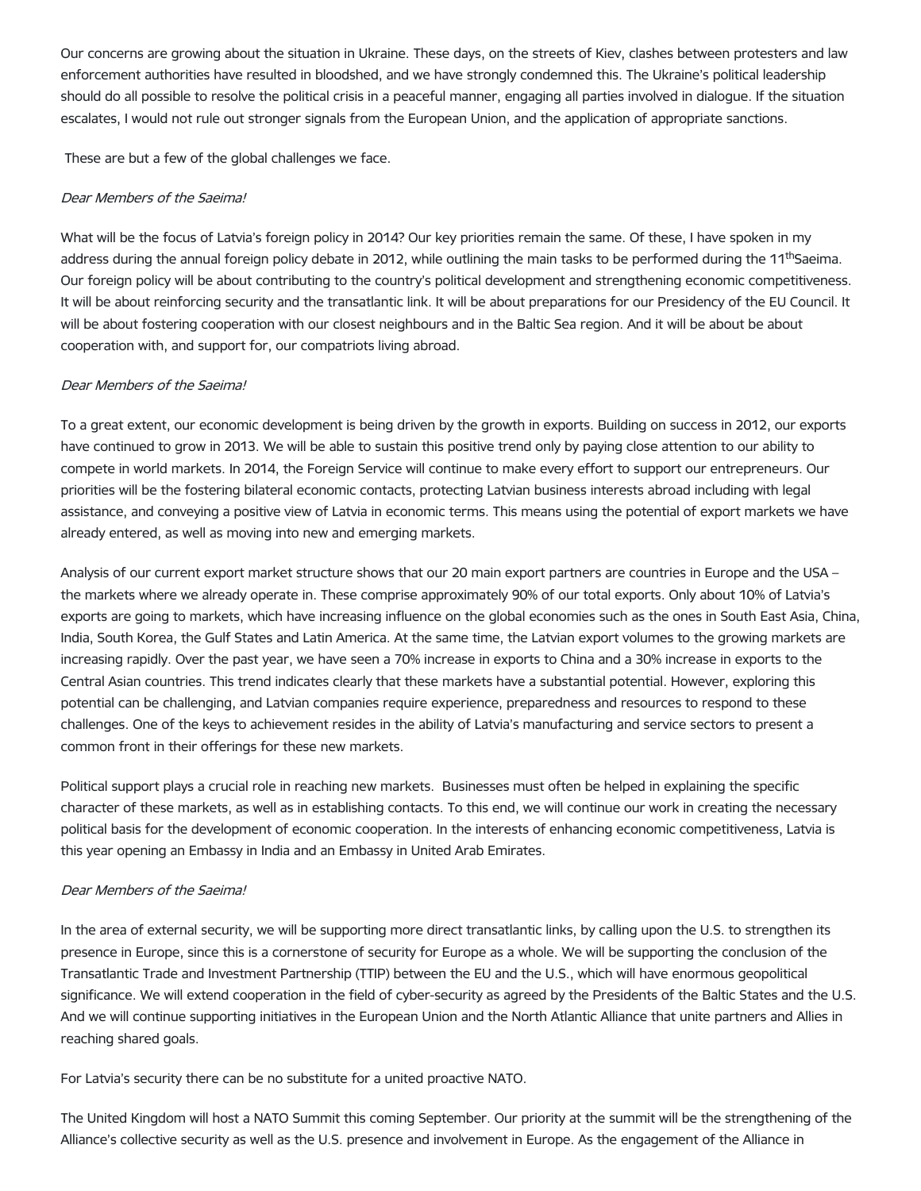Our concerns are growing about the situation in Ukraine. These days, on the streets of Kiev, clashes between protesters and law enforcement authorities have resulted in bloodshed, and we have strongly condemned this. The Ukraine's political leadership should do all possible to resolve the political crisis in a peaceful manner, engaging all parties involved in dialogue. If the situation escalates, I would not rule out stronger signals from the European Union, and the application of appropriate sanctions.

These are but a few of the global challenges we face.

*Dear Members of the Saeima!*

What will be the focus of Latvia's foreign policy in 2014? Our key priorities remain the same. Of these, I have spoken in my address during the annual foreign policy debate in 2012, while outlining the main tasks to be performed during the 11thSaeima. Our foreign policy will be about contributing to the country's political development and strengthening economic competitiveness. It will be about reinforcing security and the transatlantic link. It will be about preparations for our Presidency of the EU Council. It will be about fostering cooperation with our closest neighbours and in the Baltic Sea region. And it will be about be about cooperation with, and support for, our compatriots living abroad.

*Dear Members of the Saeima!*

To a great extent, our economic development is being driven by the growth in exports. Building on success in 2012, our exports have continued to grow in 2013. We will be able to sustain this positive trend only by paying close attention to our ability to compete in world markets. In 2014, the Foreign Service will continue to make every effort to support our entrepreneurs. Our priorities will be the fostering bilateral economic contacts, protecting Latvian business interests abroad including with legal assistance, and conveying a positive view of Latvia in economic terms. This means using the potential of export markets we have already entered, as well as moving into new and emerging markets.

Analysis of our current export market structure shows that our 20 main export partners are countries in Europe and the USA – the markets where we already operate in. These comprise approximately 90% of our total exports. Only about 10% of Latvia's exports are going to markets, which have increasing influence on the global economies such as the ones in South East Asia, China, India, South Korea, the Gulf States and Latin America. At the same time, the Latvian export volumes to the growing markets are increasing rapidly. Over the past year, we have seen a 70% increase in exports to China and a 30% increase in exports to the Central Asian countries. This trend indicates clearly that these markets have a substantial potential. However, exploring this potential can be challenging, and Latvian companies require experience, preparedness and resources to respond to these challenges. One of the keys to achievement resides in the ability of Latvia's manufacturing and service sectors to present a common front in their offerings for these new markets.

Political support plays a crucial role in reaching new markets. Businesses must often be helped in explaining the specific character of these markets, as well as in establishing contacts. To this end, we will continue our work in creating the necessary political basis for the development of economic cooperation. In the interests of enhancing economic competitiveness, Latvia is this year opening an Embassy in India and an Embassy in United Arab Emirates.

*Dear Members of the Saeima!*

In the area of external security, we will be supporting more direct transatlantic links, by calling upon the U.S. to strengthen its presence in Europe, since this is a cornerstone of security for Europe as a whole. We will be supporting the conclusion of the Transatlantic Trade and Investment Partnership (TTIP) between the EU and the U.S., which will have enormous geopolitical significance. We will extend cooperation in the field of cyber-security as agreed by the Presidents of the Baltic States and the U.S. And we will continue supporting initiatives in the European Union and the North Atlantic Alliance that unite partners and Allies in reaching shared goals.

For Latvia's security there can be no substitute for a united proactive NATO.

The United Kingdom will host a NATO Summit this coming September. Our priority at the summit will be the strengthening of the Alliance's collective security as well as the U.S. presence and involvement in Europe. As the engagement of the Alliance in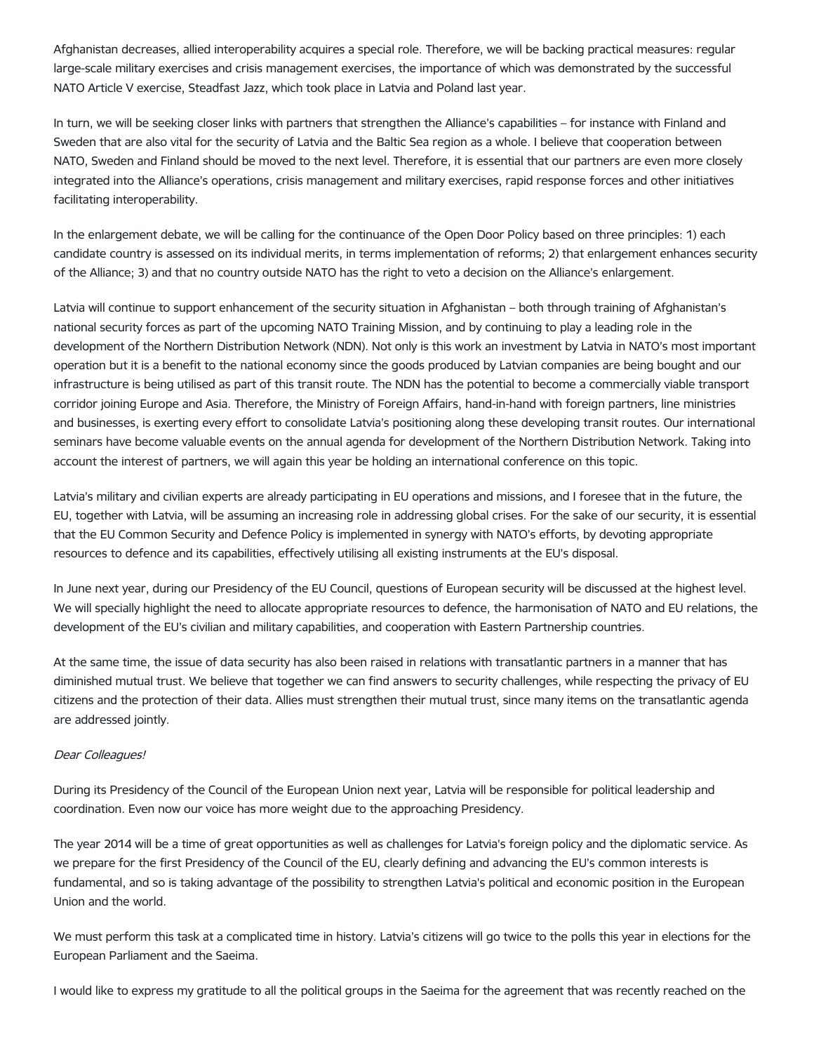Afghanistan decreases, allied interoperability acquires a special role. Therefore, we will be backing practical measures: regular large-scale military exercises and crisis management exercises, the importance of which was demonstrated by the successful NATO Article V exercise, Steadfast Jazz, which took place in Latvia and Poland last year.

In turn, we will be seeking closer links with partners that strengthen the Alliance's capabilities – for instance with Finland and Sweden that are also vital for the security of Latvia and the Baltic Sea region as a whole. I believe that cooperation between NATO, Sweden and Finland should be moved to the next level. Therefore, it is essential that our partners are even more closely integrated into the Alliance's operations, crisis management and military exercises, rapid response forces and other initiatives facilitating interoperability.

In the enlargement debate, we will be calling for the continuance of the Open Door Policy based on three principles: 1) each candidate country is assessed on its individual merits, in terms implementation of reforms; 2) that enlargement enhances security of the Alliance; 3) and that no country outside NATO has the right to veto a decision on the Alliance's enlargement.

Latvia will continue to support enhancement of the security situation in Afghanistan – both through training of Afghanistan's national security forces as part of the upcoming NATO Training Mission, and by continuing to play a leading role in the development of the Northern Distribution Network (NDN). Not only is this work an investment by Latvia in NATO's most important operation but it is a benefit to the national economy since the goods produced by Latvian companies are being bought and our infrastructure is being utilised as part of this transit route. The NDN has the potential to become a commercially viable transport corridor joining Europe and Asia. Therefore, the Ministry of Foreign Affairs, hand-in-hand with foreign partners, line ministries and businesses, is exerting every effort to consolidate Latvia's positioning along these developing transit routes. Our international seminars have become valuable events on the annual agenda for development of the Northern Distribution Network. Taking into account the interest of partners, we will again this year be holding an international conference on this topic.

Latvia's military and civilian experts are already participating in EU operations and missions, and I foresee that in the future, the EU, together with Latvia, will be assuming an increasing role in addressing global crises. For the sake of our security, it is essential that the EU Common Security and Defence Policy is implemented in synergy with NATO's efforts, by devoting appropriate resources to defence and its capabilities, effectively utilising all existing instruments at the EU's disposal.

In June next year, during our Presidency of the EU Council, questions of European security will be discussed at the highest level. We will specially highlight the need to allocate appropriate resources to defence, the harmonisation of NATO and EU relations, the development of the EU's civilian and military capabilities, and cooperation with Eastern Partnership countries.

At the same time, the issue of data security has also been raised in relations with transatlantic partners in a manner that has diminished mutual trust. We believe that together we can find answers to security challenges, while respecting the privacy of EU citizens and the protection of their data. Allies must strengthen their mutual trust, since many items on the transatlantic agenda are addressed jointly.

*Dear Colleagues!*

During its Presidency of the Council of the European Union next year, Latvia will be responsible for political leadership and coordination. Even now our voice has more weight due to the approaching Presidency.

The year 2014 will be a time of great opportunities as well as challenges for Latvia's foreign policy and the diplomatic service. As we prepare for the first Presidency of the Council of the EU, clearly defining and advancing the EU's common interests is fundamental, and so is taking advantage of the possibility to strengthen Latvia's political and economic position in the European Union and the world.

We must perform this task at a complicated time in history. Latvia's citizens will go twice to the polls this year in elections for the European Parliament and the Saeima.

I would like to express my gratitude to all the political groups in the Saeima for the agreement that was recently reached on the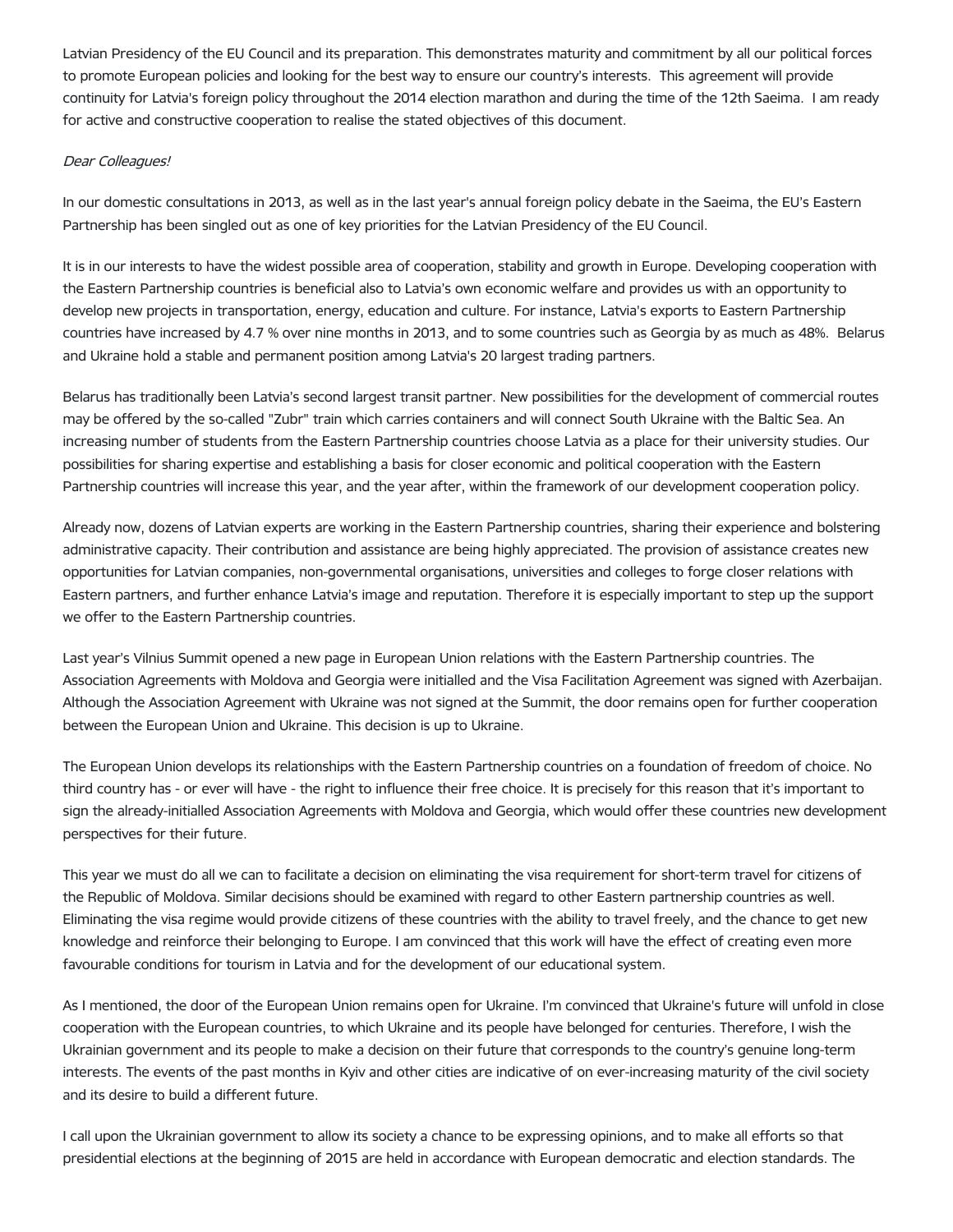Latvian Presidency of the EU Council and its preparation. This demonstrates maturity and commitment by all our political forces to promote European policies and looking for the best way to ensure our country's interests. This agreement will provide continuity for Latvia's foreign policy throughout the 2014 election marathon and during the time of the 12th Saeima. I am ready for active and constructive cooperation to realise the stated objectives of this document.

*Dear Colleagues!*

In our domestic consultations in 2013, as well as in the last year's annual foreign policy debate in the Saeima, the EU's Eastern Partnership has been singled out as one of key priorities for the Latvian Presidency of the EU Council.

It is in our interests to have the widest possible area of cooperation, stability and growth in Europe. Developing cooperation with the Eastern Partnership countries is beneficial also to Latvia's own economic welfare and provides us with an opportunity to develop new projects in transportation, energy, education and culture. For instance, Latvia's exports to Eastern Partnership countries have increased by 4.7 % over nine months in 2013, and to some countries such as Georgia by as much as 48%. Belarus and Ukraine hold a stable and permanent position among Latvia's 20 largest trading partners.

Belarus has traditionally been Latvia's second largest transit partner. New possibilities for the development of commercial routes may be offered by the so-called "Zubr" train which carries containers and will connect South Ukraine with the Baltic Sea. An increasing number of students from the Eastern Partnership countries choose Latvia as a place for their university studies. Our possibilities for sharing expertise and establishing a basis for closer economic and political cooperation with the Eastern Partnership countries will increase this year, and the year after, within the framework of our development cooperation policy.

Already now, dozens of Latvian experts are working in the Eastern Partnership countries, sharing their experience and bolstering administrative capacity. Their contribution and assistance are being highly appreciated. The provision of assistance creates new opportunities for Latvian companies, non-governmental organisations, universities and colleges to forge closer relations with Eastern partners, and further enhance Latvia's image and reputation. Therefore it is especially important to step up the support we offer to the Eastern Partnership countries.

Last year's Vilnius Summit opened a new page in European Union relations with the Eastern Partnership countries. The Association Agreements with Moldova and Georgia were initialled and the Visa Facilitation Agreement was signed with Azerbaijan. Although the Association Agreement with Ukraine was not signed at the Summit, the door remains open for further cooperation between the European Union and Ukraine. This decision is up to Ukraine.

The European Union develops its relationships with the Eastern Partnership countries on a foundation of freedom of choice. No third country has - or ever will have - the right to influence their free choice. It is precisely for this reason that it's important to sign the already-initialled Association Agreements with Moldova and Georgia, which would offer these countries new development perspectives for their future.

This year we must do all we can to facilitate a decision on eliminating the visa requirement for short-term travel for citizens of the Republic of Moldova. Similar decisions should be examined with regard to other Eastern partnership countries as well. Eliminating the visa regime would provide citizens of these countries with the ability to travel freely, and the chance to get new knowledge and reinforce their belonging to Europe. I am convinced that this work will have the effect of creating even more favourable conditions for tourism in Latvia and for the development of our educational system.

As I mentioned, the door of the European Union remains open for Ukraine. I'm convinced that Ukraine's future will unfold in close cooperation with the European countries, to which Ukraine and its people have belonged for centuries. Therefore, I wish the Ukrainian government and its people to make a decision on their future that corresponds to the country's genuine long-term interests. The events of the past months in Kyiv and other cities are indicative of on ever-increasing maturity of the civil society and its desire to build a different future.

I call upon the Ukrainian government to allow its society a chance to be expressing opinions, and to make all efforts so that presidential elections at the beginning of 2015 are held in accordance with European democratic and election standards. The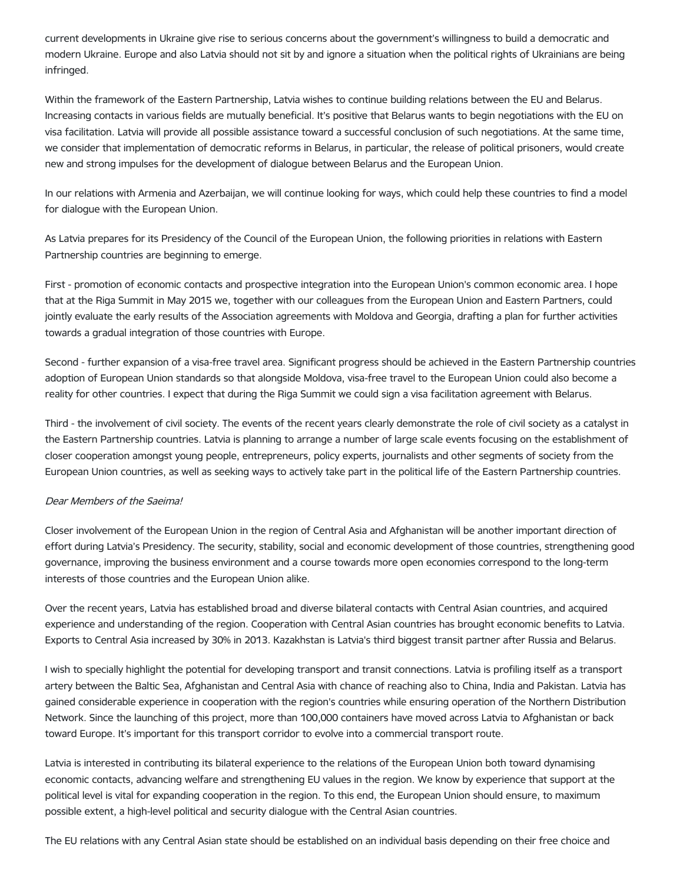current developments in Ukraine give rise to serious concerns about the government's willingness to build a democratic and modern Ukraine. Europe and also Latvia should not sit by and ignore a situation when the political rights of Ukrainians are being infringed.

Within the framework of the Eastern Partnership, Latvia wishes to continue building relations between the EU and Belarus. Increasing contacts in various fields are mutually beneficial. It's positive that Belarus wants to begin negotiations with the EU on visa facilitation. Latvia will provide all possible assistance toward a successful conclusion of such negotiations. At the same time, we consider that implementation of democratic reforms in Belarus, in particular, the release of political prisoners, would create new and strong impulses for the development of dialogue between Belarus and the European Union.

In our relations with Armenia and Azerbaijan, we will continue looking for ways, which could help these countries to find a model for dialogue with the European Union.

As Latvia prepares for its Presidency of the Council of the European Union, the following priorities in relations with Eastern Partnership countries are beginning to emerge.

First - promotion of economic contacts and prospective integration into the European Union's common economic area. I hope that at the Riga Summit in May 2015 we, together with our colleagues from the European Union and Eastern Partners, could jointly evaluate the early results of the Association agreements with Moldova and Georgia, drafting a plan for further activities towards a gradual integration of those countries with Europe.

Second - further expansion of a visa-free travel area. Significant progress should be achieved in the Eastern Partnership countries adoption of European Union standards so that alongside Moldova, visa-free travel to the European Union could also become a reality for other countries. I expect that during the Riga Summit we could sign a visa facilitation agreement with Belarus.

Third - the involvement of civil society. The events of the recent years clearly demonstrate the role of civil society as a catalyst in the Eastern Partnership countries. Latvia is planning to arrange a number of large scale events focusing on the establishment of closer cooperation amongst young people, entrepreneurs, policy experts, journalists and other segments of society from the European Union countries, as well as seeking ways to actively take part in the political life of the Eastern Partnership countries.

*Dear Members of the Saeima!*

Closer involvement of the European Union in the region of Central Asia and Afghanistan will be another important direction of effort during Latvia's Presidency. The security, stability, social and economic development of those countries, strengthening good governance, improving the business environment and a course towards more open economies correspond to the long-term interests of those countries and the European Union alike.

Over the recent years, Latvia has established broad and diverse bilateral contacts with Central Asian countries, and acquired experience and understanding of the region. Cooperation with Central Asian countries has brought economic benefits to Latvia. Exports to Central Asia increased by 30% in 2013. Kazakhstan is Latvia's third biggest transit partner after Russia and Belarus.

I wish to specially highlight the potential for developing transport and transit connections. Latvia is profiling itself as a transport artery between the Baltic Sea, Afghanistan and Central Asia with chance of reaching also to China, India and Pakistan. Latvia has gained considerable experience in cooperation with the region's countries while ensuring operation of the Northern Distribution Network. Since the launching of this project, more than 100,000 containers have moved across Latvia to Afghanistan or back toward Europe. It's important for this transport corridor to evolve into a commercial transport route.

Latvia is interested in contributing its bilateral experience to the relations of the European Union both toward dynamising economic contacts, advancing welfare and strengthening EU values in the region. We know by experience that support at the political level is vital for expanding cooperation in the region. To this end, the European Union should ensure, to maximum possible extent, a high-level political and security dialogue with the Central Asian countries.

The EU relations with any Central Asian state should be established on an individual basis depending on their free choice and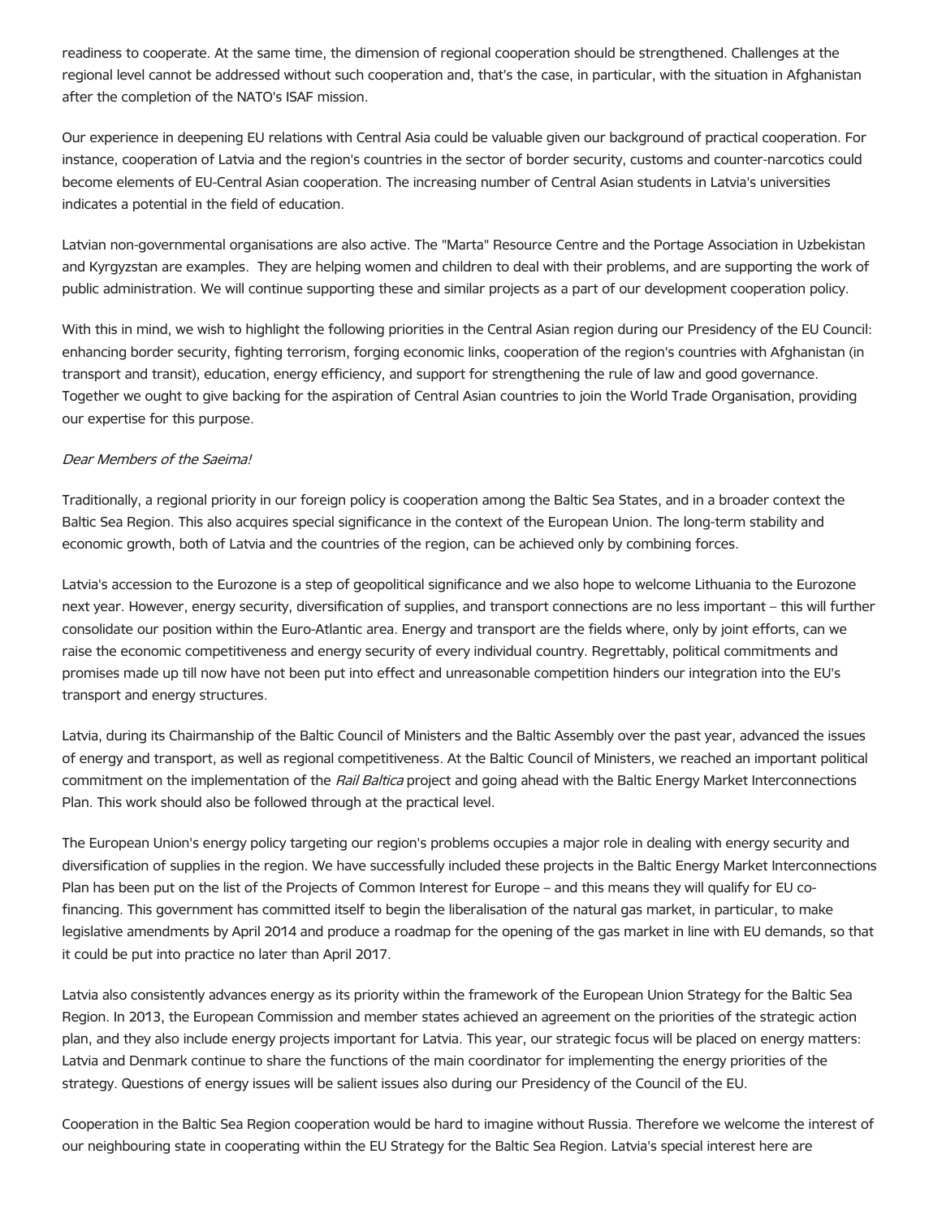readiness to cooperate. At the same time, the dimension of regional cooperation should be strengthened. Challenges at the regional level cannot be addressed without such cooperation and, that's the case, in particular, with the situation in Afghanistan after the completion of the NATO's ISAF mission.

Our experience in deepening EU relations with Central Asia could be valuable given our background of practical cooperation. For instance, cooperation of Latvia and the region's countries in the sector of border security, customs and counter-narcotics could become elements of EU-Central Asian cooperation. The increasing number of Central Asian students in Latvia's universities indicates a potential in the field of education.

Latvian non-governmental organisations are also active. The "Marta" Resource Centre and the Portage Association in Uzbekistan and Kyrgyzstan are examples. They are helping women and children to deal with their problems, and are supporting the work of public administration. We will continue supporting these and similar projects as a part of our development cooperation policy.

With this in mind, we wish to highlight the following priorities in the Central Asian region during our Presidency of the EU Council: enhancing border security, fighting terrorism, forging economic links, cooperation of the region's countries with Afghanistan (in transport and transit), education, energy efficiency, and support for strengthening the rule of law and good governance. Together we ought to give backing for the aspiration of Central Asian countries to join the World Trade Organisation, providing our expertise for this purpose.

*Dear Members of the Saeima!*

Traditionally, a regional priority in our foreign policy is cooperation among the Baltic Sea States, and in a broader context the Baltic Sea Region. This also acquires special significance in the context of the European Union. The long-term stability and economic growth, both of Latvia and the countries of the region, can be achieved only by combining forces.

Latvia's accession to the Eurozone is a step of geopolitical significance and we also hope to welcome Lithuania to the Eurozone next year. However, energy security, diversification of supplies, and transport connections are no less important – this will further consolidate our position within the Euro-Atlantic area. Energy and transport are the fields where, only by joint efforts, can we raise the economic competitiveness and energy security of every individual country. Regrettably, political commitments and promises made up till now have not been put into effect and unreasonable competition hinders our integration into the EU's transport and energy structures.

Latvia, during its Chairmanship of the Baltic Council of Ministers and the Baltic Assembly over the past year, advanced the issues of energy and transport, as well as regional competitiveness. At the Baltic Council of Ministers, we reached an important political commitment on the implementation of the *Rail Baltica* project and going ahead with the Baltic Energy Market Interconnections Plan. This work should also be followed through at the practical level.

The European Union's energy policy targeting our region's problems occupies a major role in dealing with energy security and diversification of supplies in the region. We have successfully included these projects in the Baltic Energy Market Interconnections Plan has been put on the list of the Projects of Common Interest for Europe – and this means they will qualify for EU co-financing. This government has committed itself to begin the liberalisation of the natural gas market, in particular, to make legislative amendments by April 2014 and produce a roadmap for the opening of the gas market in line with EU demands, so that it could be put into practice no later than April 2017.

Latvia also consistently advances energy as its priority within the framework of the European Union Strategy for the Baltic Sea Region. In 2013, the European Commission and member states achieved an agreement on the priorities of the strategic action plan, and they also include energy projects important for Latvia. This year, our strategic focus will be placed on energy matters: Latvia and Denmark continue to share the functions of the main coordinator for implementing the energy priorities of the strategy. Questions of energy issues will be salient issues also during our Presidency of the Council of the EU.

Cooperation in the Baltic Sea Region cooperation would be hard to imagine without Russia. Therefore we welcome the interest of our neighbouring state in cooperating within the EU Strategy for the Baltic Sea Region. Latvia's special interest here are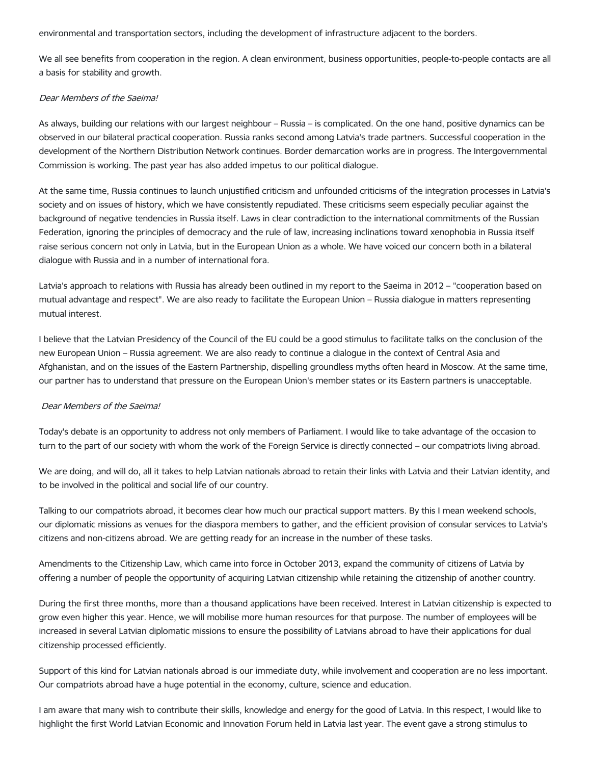environmental and transportation sectors, including the development of infrastructure adjacent to the borders.

We all see benefits from cooperation in the region. A clean environment, business opportunities, people-to-people contacts are all a basis for stability and growth.

*Dear Members of the Saeima!*

As always, building our relations with our largest neighbour – Russia – is complicated. On the one hand, positive dynamics can be observed in our bilateral practical cooperation. Russia ranks second among Latvia's trade partners. Successful cooperation in the development of the Northern Distribution Network continues. Border demarcation works are in progress. The Intergovernmental Commission is working. The past year has also added impetus to our political dialogue.

At the same time, Russia continues to launch unjustified criticism and unfounded criticisms of the integration processes in Latvia's society and on issues of history, which we have consistently repudiated. These criticisms seem especially peculiar against the background of negative tendencies in Russia itself. Laws in clear contradiction to the international commitments of the Russian Federation, ignoring the principles of democracy and the rule of law, increasing inclinations toward xenophobia in Russia itself raise serious concern not only in Latvia, but in the European Union as a whole. We have voiced our concern both in a bilateral dialogue with Russia and in a number of international fora.

Latvia's approach to relations with Russia has already been outlined in my report to the Saeima in 2012 – "cooperation based on mutual advantage and respect". We are also ready to facilitate the European Union – Russia dialogue in matters representing mutual interest.

I believe that the Latvian Presidency of the Council of the EU could be a good stimulus to facilitate talks on the conclusion of the new European Union – Russia agreement. We are also ready to continue a dialogue in the context of Central Asia and Afghanistan, and on the issues of the Eastern Partnership, dispelling groundless myths often heard in Moscow. At the same time, our partner has to understand that pressure on the European Union's member states or its Eastern partners is unacceptable.

*Dear Members of the Saeima!*

Today's debate is an opportunity to address not only members of Parliament. I would like to take advantage of the occasion to turn to the part of our society with whom the work of the Foreign Service is directly connected – our compatriots living abroad.

We are doing, and will do, all it takes to help Latvian nationals abroad to retain their links with Latvia and their Latvian identity, and to be involved in the political and social life of our country.

Talking to our compatriots abroad, it becomes clear how much our practical support matters. By this I mean weekend schools, our diplomatic missions as venues for the diaspora members to gather, and the efficient provision of consular services to Latvia's citizens and non-citizens abroad. We are getting ready for an increase in the number of these tasks.

Amendments to the Citizenship Law, which came into force in October 2013, expand the community of citizens of Latvia by offering a number of people the opportunity of acquiring Latvian citizenship while retaining the citizenship of another country.

During the first three months, more than a thousand applications have been received. Interest in Latvian citizenship is expected to grow even higher this year. Hence, we will mobilise more human resources for that purpose. The number of employees will be increased in several Latvian diplomatic missions to ensure the possibility of Latvians abroad to have their applications for dual citizenship processed efficiently.

Support of this kind for Latvian nationals abroad is our immediate duty, while involvement and cooperation are no less important. Our compatriots abroad have a huge potential in the economy, culture, science and education.

I am aware that many wish to contribute their skills, knowledge and energy for the good of Latvia. In this respect, I would like to highlight the first World Latvian Economic and Innovation Forum held in Latvia last year. The event gave a strong stimulus to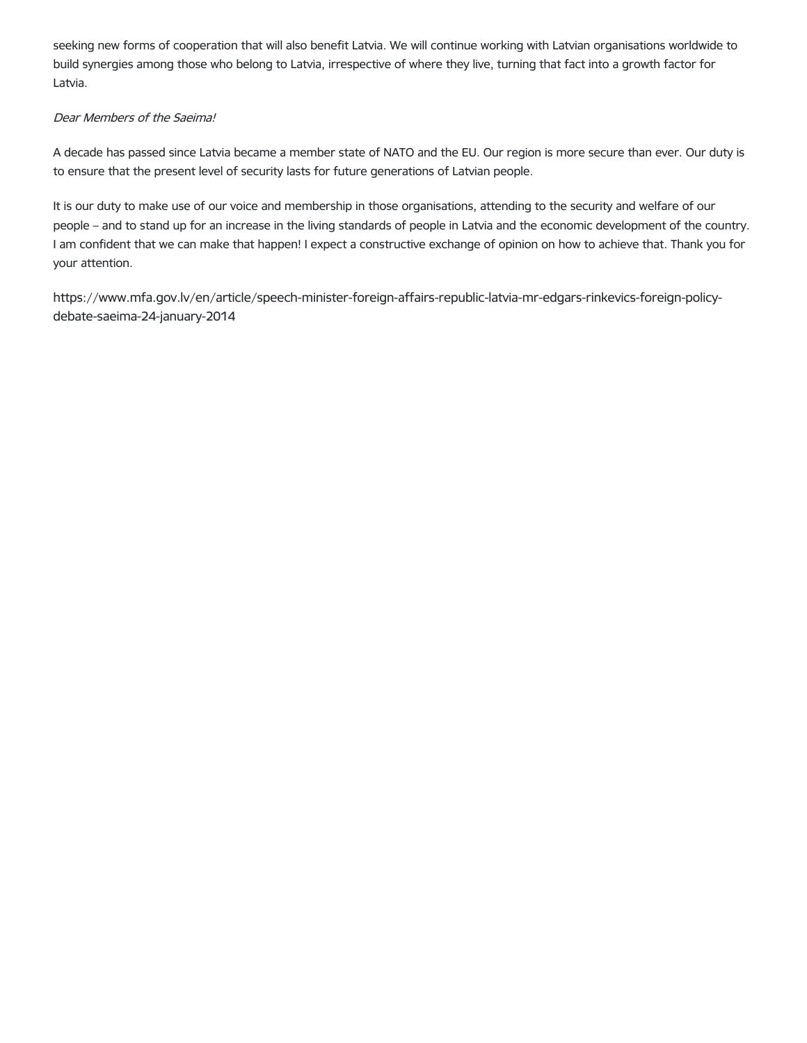seeking new forms of cooperation that will also benefit Latvia. We will continue working with Latvian organisations worldwide to build synergies among those who belong to Latvia, irrespective of where they live, turning that fact into a growth factor for Latvia.

*Dear Members of the Saeima!*

A decade has passed since Latvia became a member state of NATO and the EU. Our region is more secure than ever. Our duty is to ensure that the present level of security lasts for future generations of Latvian people.

It is our duty to make use of our voice and membership in those organisations, attending to the security and welfare of our people – and to stand up for an increase in the living standards of people in Latvia and the economic development of the country. I am confident that we can make that happen! I expect a constructive exchange of opinion on how to achieve that. Thank you for your attention.

https://www.mfa.gov.lv/en/article/speech-minister-foreign-affairs-republic-latvia-mr-edgars-rinkevics-foreign-policy-debate-saeima-24-january-2014